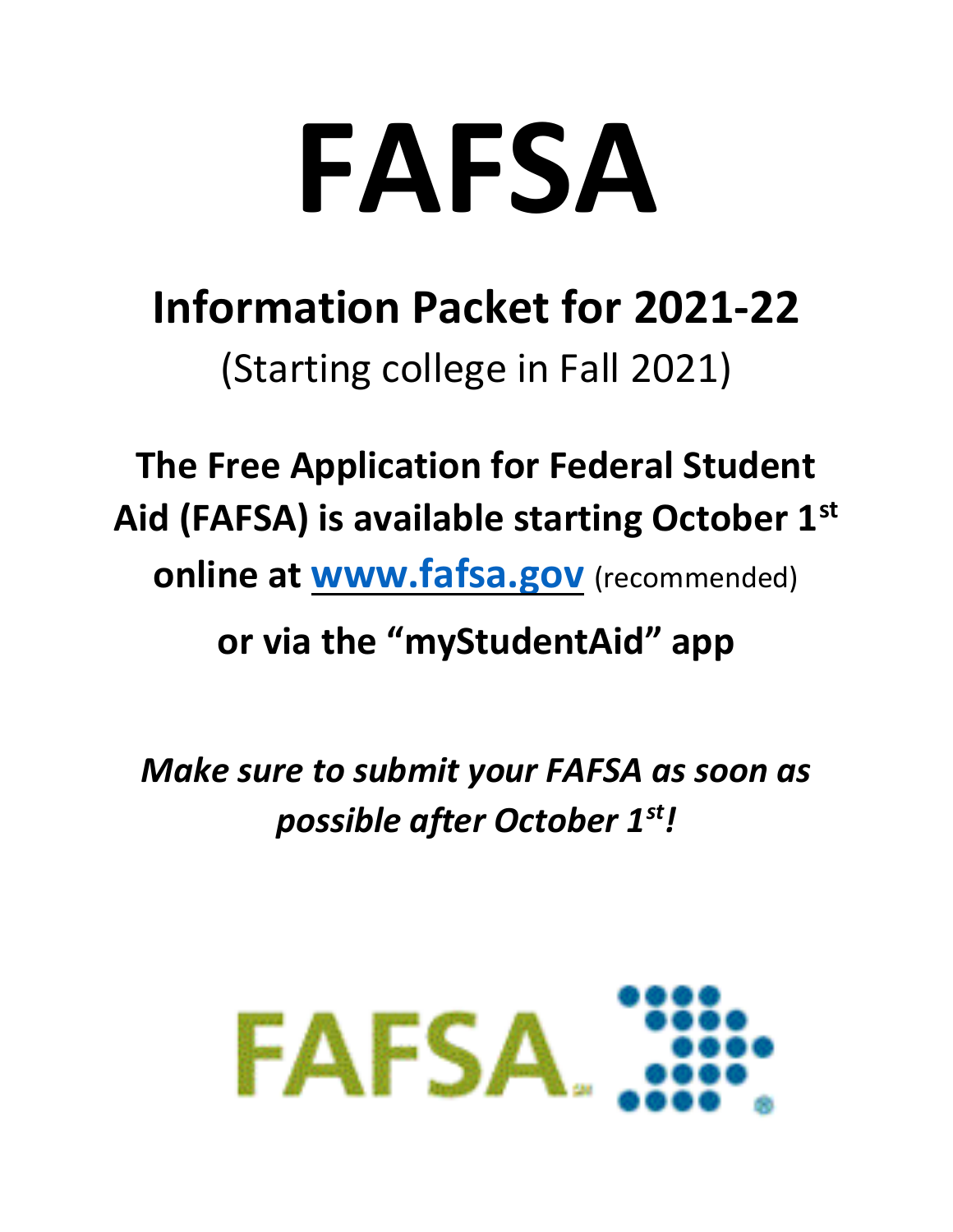# FAFSA

## Information Packet for 2021-22

(Starting college in Fall 2021)

**The Free Application for Federal Student Aid (FAFSA) is available starting October 1st online at [www.fafsa.gov](http://www.fafsa.gov)** (recommended)

**or via the "myStudentAid" app**

***Make sure to submit your FAFSA as soon as possible after October 1st!***

FAFSA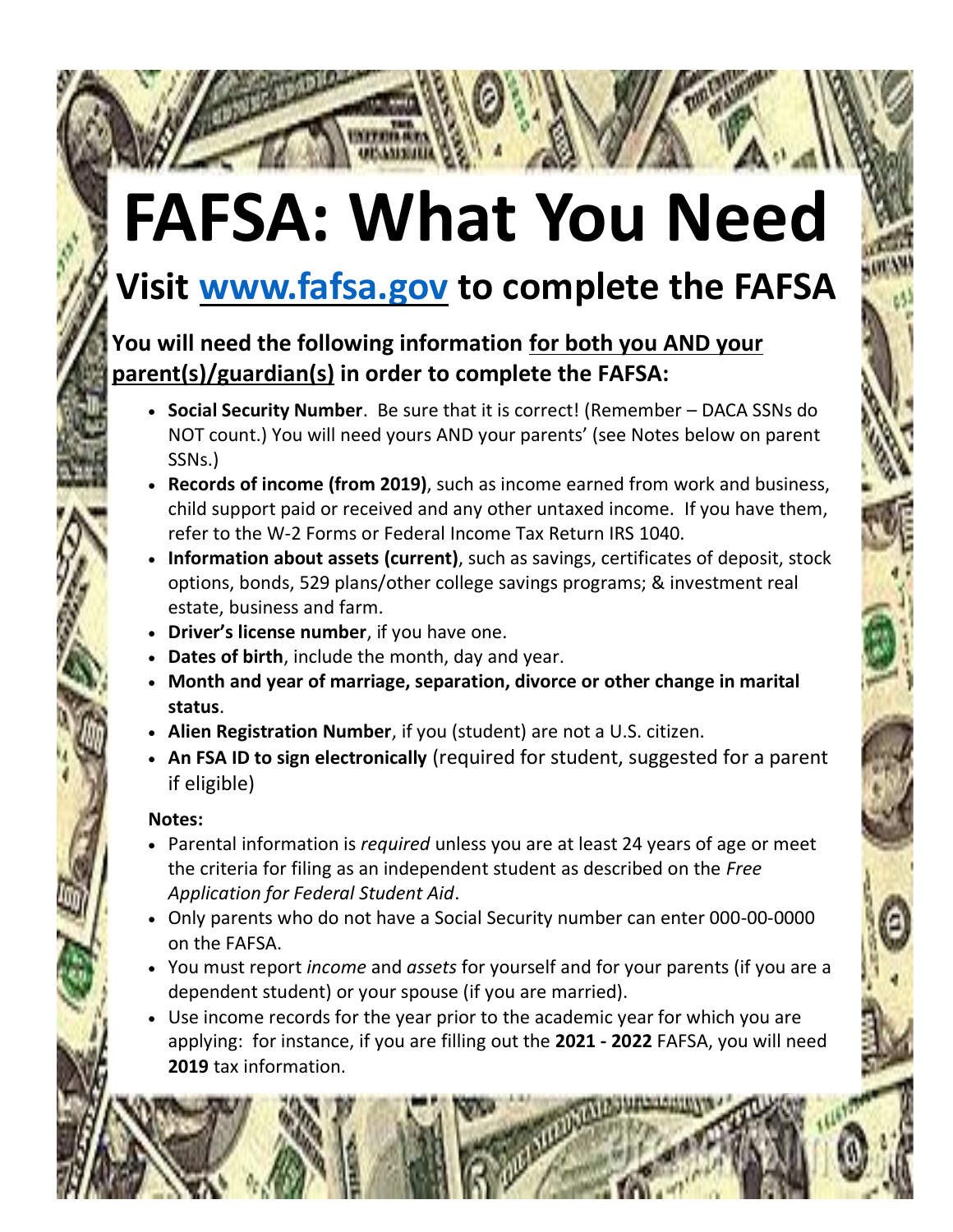# FAFSA: What You Need

## Visit [www.fafsa.gov](http://www.fafsa.gov) to complete the FAFSA

### You will need the following information <u>for both you AND your parent(s)/guardian(s)</u> in order to complete the FAFSA:

- **Social Security Number**. Be sure that it is correct! (Remember – DACA SSNs do NOT count.) You will need yours AND your parents' (see Notes below on parent SSNs.)
- **Records of income (from 2019)**, such as income earned from work and business, child support paid or received and any other untaxed income. If you have them, refer to the W-2 Forms or Federal Income Tax Return IRS 1040.
- **Information about assets (current)**, such as savings, certificates of deposit, stock options, bonds, 529 plans/other college savings programs; & investment real estate, business and farm.
- **Driver's license number**, if you have one.
- **Dates of birth**, include the month, day and year.
- **Month and year of marriage, separation, divorce or other change in marital status**.
- **Alien Registration Number**, if you (student) are not a U.S. citizen.
- **An FSA ID to sign electronically** (required for student, suggested for a parent if eligible)

**Notes:**

- Parental information is *required* unless you are at least 24 years of age or meet the criteria for filing as an independent student as described on the *Free Application for Federal Student Aid*.
- Only parents who do not have a Social Security number can enter 000-00-0000 on the FAFSA.
- You must report *income* and *assets* for yourself and for your parents (if you are a dependent student) or your spouse (if you are married).
- Use income records for the year prior to the academic year for which you are applying: for instance, if you are filling out the **2021 - 2022** FAFSA, you will need **2019** tax information.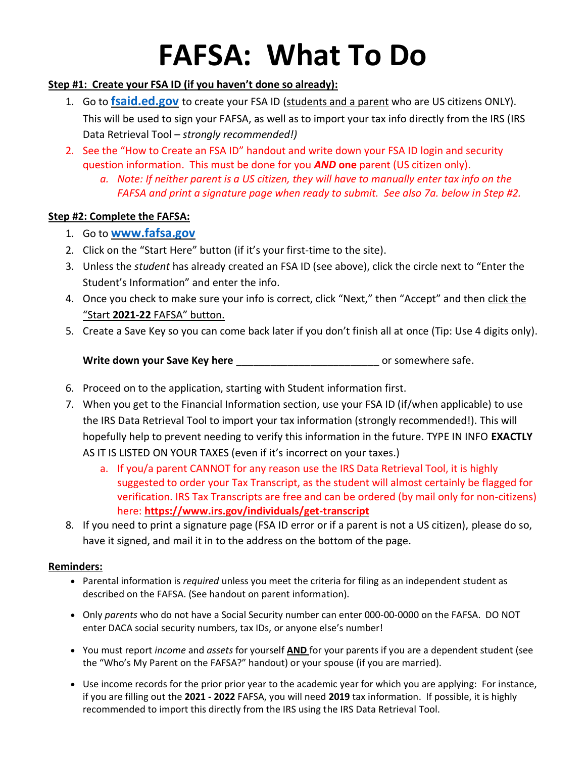# FAFSA: What To Do

**Step #1: Create your FSA ID (if you haven't done so already):**

1. Go to **fsaid.ed.gov** to create your FSA ID (students and a parent who are US citizens ONLY). This will be used to sign your FAFSA, as well as to import your tax info directly from the IRS (IRS Data Retrieval Tool – *strongly recommended!)*
2. See the "How to Create an FSA ID" handout and write down your FSA ID login and security question information. This must be done for you ***AND*** **one** parent (US citizen only).
   a. *Note: If neither parent is a US citizen, they will have to manually enter tax info on the FAFSA and print a signature page when ready to submit. See also 7a. below in Step #2.*

**Step #2: Complete the FAFSA:**

1. Go to **www.fafsa.gov**
2. Click on the "Start Here" button (if it's your first-time to the site).
3. Unless the *student* has already created an FSA ID (see above), click the circle next to "Enter the Student's Information" and enter the info.
4. Once you check to make sure your info is correct, click "Next," then "Accept" and then click the "Start **2021-22** FAFSA" button.
5. Create a Save Key so you can come back later if you don't finish all at once (Tip: Use 4 digits only).

   **Write down your Save Key here** ________________________ or somewhere safe.

6. Proceed on to the application, starting with Student information first.
7. When you get to the Financial Information section, use your FSA ID (if/when applicable) to use the IRS Data Retrieval Tool to import your tax information (strongly recommended!). This will hopefully help to prevent needing to verify this information in the future. TYPE IN INFO **EXACTLY** AS IT IS LISTED ON YOUR TAXES (even if it's incorrect on your taxes.)
   a. If you/a parent CANNOT for any reason use the IRS Data Retrieval Tool, it is highly suggested to order your Tax Transcript, as the student will almost certainly be flagged for verification. IRS Tax Transcripts are free and can be ordered (by mail only for non-citizens) here: **https://www.irs.gov/individuals/get-transcript**
8. If you need to print a signature page (FSA ID error or if a parent is not a US citizen), please do so, have it signed, and mail it in to the address on the bottom of the page.

**Reminders:**

- Parental information is *required* unless you meet the criteria for filing as an independent student as described on the FAFSA. (See handout on parent information).
- Only *parents* who do not have a Social Security number can enter 000-00-0000 on the FAFSA. DO NOT enter DACA social security numbers, tax IDs, or anyone else's number!
- You must report *income* and *assets* for yourself **AND** for your parents if you are a dependent student (see the "Who's My Parent on the FAFSA?" handout) or your spouse (if you are married).
- Use income records for the prior prior year to the academic year for which you are applying: For instance, if you are filling out the **2021 - 2022** FAFSA, you will need **2019** tax information. If possible, it is highly recommended to import this directly from the IRS using the IRS Data Retrieval Tool.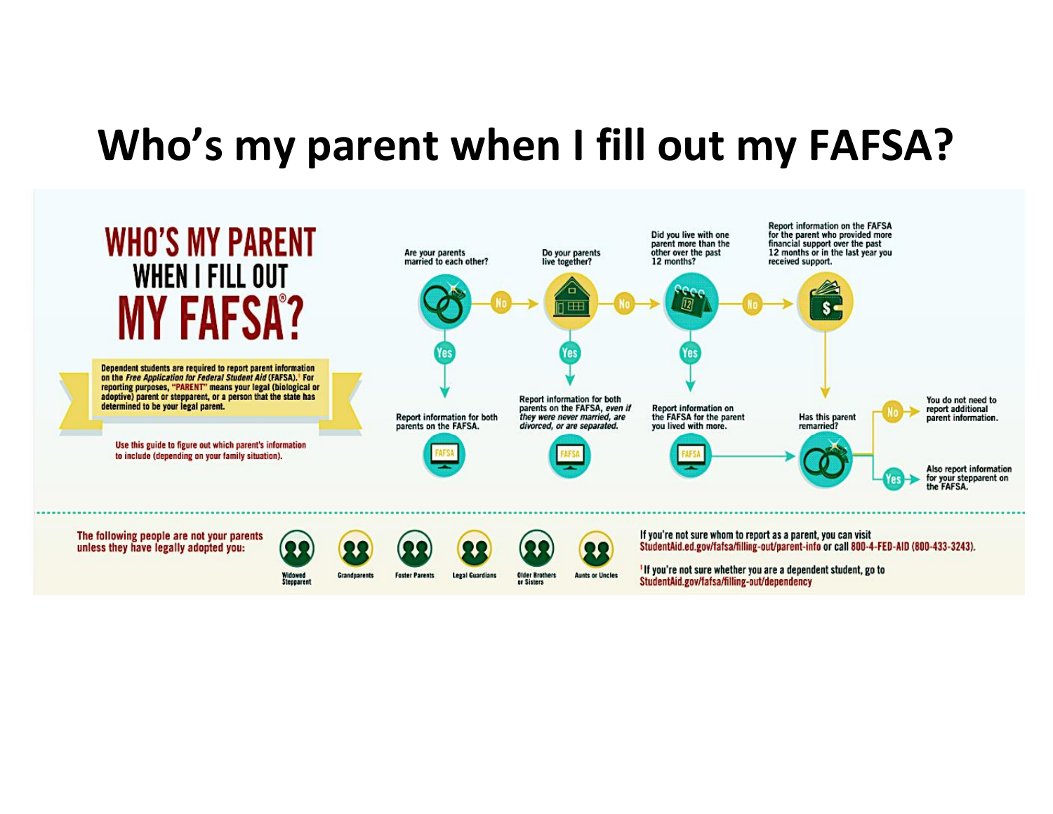# Who's my parent when I fill out my FAFSA?

## WHO'S MY PARENT WHEN I FILL OUT MY FAFSA®?

Dependent students are required to report parent information on the *Free Application for Federal Student Aid* (FAFSA).[1] For reporting purposes, "PARENT" means your legal (biological or adoptive) parent or stepparent, or a person that the state has determined to be your legal parent.

Use this guide to figure out which parent's information to include (depending on your family situation).

Are your parents married to each other?

- Yes → Report information for both parents on the FAFSA.
- No → Do your parents live together?
  - Yes → Report information for both parents on the FAFSA, *even if they were never married, are divorced, or are separated.*
  - No → Did you live with one parent more than the other over the past 12 months?
    - Yes → Report information on the FAFSA for the parent you lived with more.
    - No → Report information on the FAFSA for the parent who provided more financial support over the past 12 months or in the last year you received support.

Has this parent remarried?

- No → You do not need to report additional parent information.
- Yes → Also report information for your stepparent on the FAFSA.

The following people are not your parents unless they have legally adopted you:

- Widowed Stepparent
- Grandparents
- Foster Parents
- Legal Guardians
- Older Brothers or Sisters
- Aunts or Uncles

If you're not sure whom to report as a parent, you can visit StudentAid.ed.gov/fafsa/filling-out/parent-info or call 800-4-FED-AID (800-433-3243).

[1] If you're not sure whether you are a dependent student, go to StudentAid.gov/fafsa/filling-out/dependency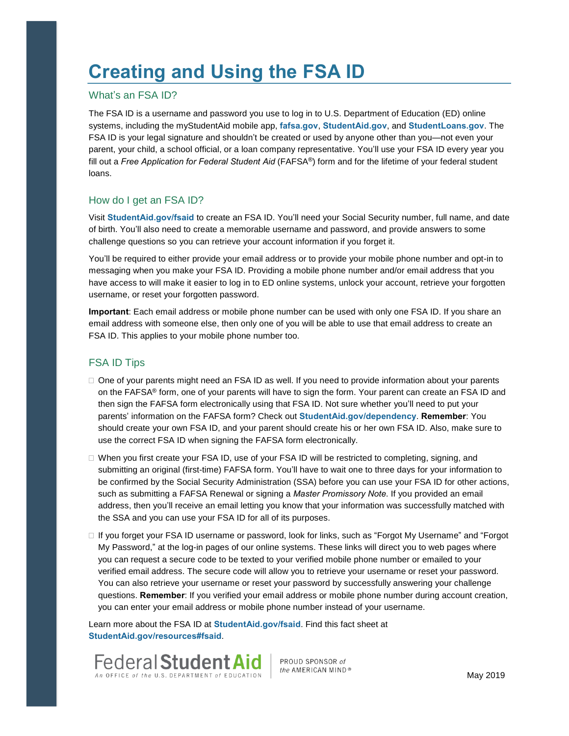# Creating and Using the FSA ID

## What's an FSA ID?

The FSA ID is a username and password you use to log in to U.S. Department of Education (ED) online systems, including the myStudentAid mobile app, **fafsa.gov**, **StudentAid.gov**, and **StudentLoans.gov**. The FSA ID is your legal signature and shouldn't be created or used by anyone other than you—not even your parent, your child, a school official, or a loan company representative. You'll use your FSA ID every year you fill out a *Free Application for Federal Student Aid* (FAFSA®) form and for the lifetime of your federal student loans.

## How do I get an FSA ID?

Visit **StudentAid.gov/fsaid** to create an FSA ID. You'll need your Social Security number, full name, and date of birth. You'll also need to create a memorable username and password, and provide answers to some challenge questions so you can retrieve your account information if you forget it.

You'll be required to either provide your email address or to provide your mobile phone number and opt-in to messaging when you make your FSA ID. Providing a mobile phone number and/or email address that you have access to will make it easier to log in to ED online systems, unlock your account, retrieve your forgotten username, or reset your forgotten password.

**Important**: Each email address or mobile phone number can be used with only one FSA ID. If you share an email address with someone else, then only one of you will be able to use that email address to create an FSA ID. This applies to your mobile phone number too.

## FSA ID Tips

- One of your parents might need an FSA ID as well. If you need to provide information about your parents on the FAFSA® form, one of your parents will have to sign the form. Your parent can create an FSA ID and then sign the FAFSA form electronically using that FSA ID. Not sure whether you'll need to put your parents' information on the FAFSA form? Check out **StudentAid.gov/dependency**. **Remember**: You should create your own FSA ID, and your parent should create his or her own FSA ID. Also, make sure to use the correct FSA ID when signing the FAFSA form electronically.
- When you first create your FSA ID, use of your FSA ID will be restricted to completing, signing, and submitting an original (first-time) FAFSA form. You'll have to wait one to three days for your information to be confirmed by the Social Security Administration (SSA) before you can use your FSA ID for other actions, such as submitting a FAFSA Renewal or signing a *Master Promissory Note*. If you provided an email address, then you'll receive an email letting you know that your information was successfully matched with the SSA and you can use your FSA ID for all of its purposes.
- If you forget your FSA ID username or password, look for links, such as "Forgot My Username" and "Forgot My Password," at the log-in pages of our online systems. These links will direct you to web pages where you can request a secure code to be texted to your verified mobile phone number or emailed to your verified email address. The secure code will allow you to retrieve your username or reset your password. You can also retrieve your username or reset your password by successfully answering your challenge questions. **Remember**: If you verified your email address or mobile phone number during account creation, you can enter your email address or mobile phone number instead of your username.

Learn more about the FSA ID at **StudentAid.gov/fsaid**. Find this fact sheet at **StudentAid.gov/resources#fsaid**.

Federal Student Aid — An OFFICE of the U.S. DEPARTMENT of EDUCATION | PROUD SPONSOR of the AMERICAN MIND®

May 2019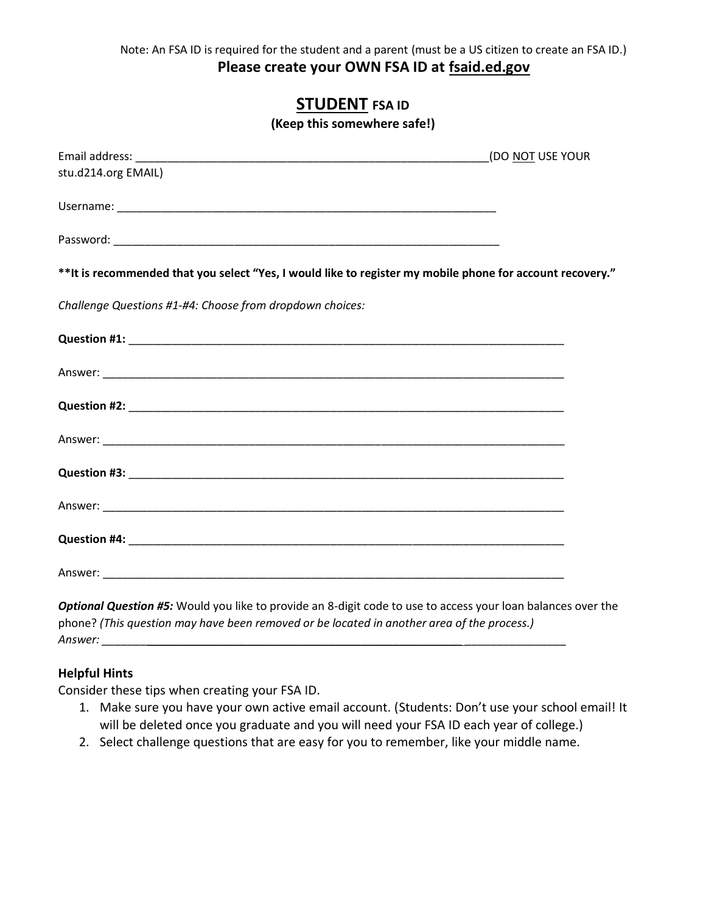Note: An FSA ID is required for the student and a parent (must be a US citizen to create an FSA ID.)

**Please create your OWN FSA ID at fsaid.ed.gov**

## STUDENT FSA ID

**(Keep this somewhere safe!)**

Email address: ___________________________________________________________(DO NOT USE YOUR stu.d214.org EMAIL)

Username: _________________________________________________________________

Password: _________________________________________________________________

**It is recommended that you select "Yes, I would like to register my mobile phone for account recovery."**

*Challenge Questions #1-#4: Choose from dropdown choices:*

**Question #1:** ____________________________________________________________________________

Answer: ____________________________________________________________________________

**Question #2:** ____________________________________________________________________________

Answer: ____________________________________________________________________________

**Question #3:** ____________________________________________________________________________

Answer: ____________________________________________________________________________

**Question #4:** ____________________________________________________________________________

Answer: ____________________________________________________________________________

***Optional Question #5:*** Would you like to provide an 8-digit code to use to access your loan balances over the phone? *(This question may have been removed or be located in another area of the process.)*
*Answer:* ____________________________________________________________________________

**Helpful Hints**

Consider these tips when creating your FSA ID.

1. Make sure you have your own active email account. (Students: Don't use your school email! It will be deleted once you graduate and you will need your FSA ID each year of college.)
2. Select challenge questions that are easy for you to remember, like your middle name.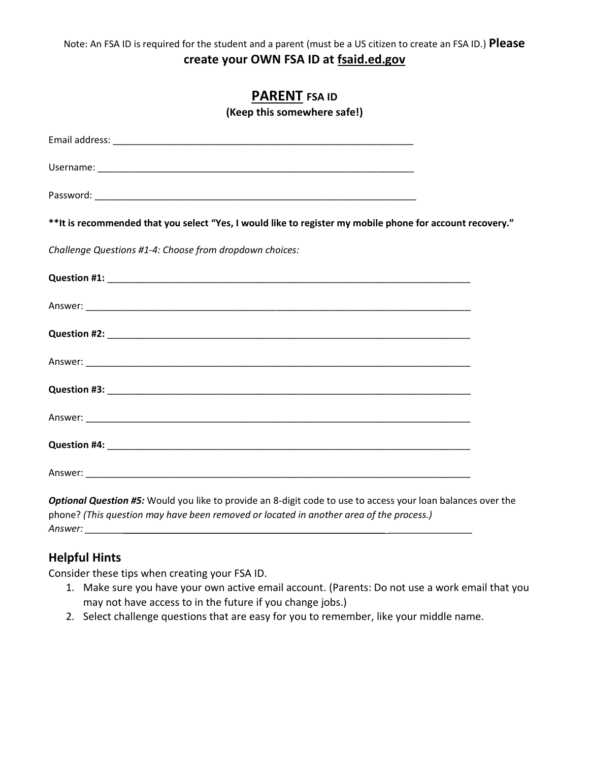Note: An FSA ID is required for the student and a parent (must be a US citizen to create an FSA ID.) **Please create your OWN FSA ID at fsaid.ed.gov**

## PARENT FSA ID

**(Keep this somewhere safe!)**

Email address: ___________________________________________________________

Username: _______________________________________________________________

Password: _______________________________________________________________

**\*\*It is recommended that you select "Yes, I would like to register my mobile phone for account recovery."**

*Challenge Questions #1-4: Choose from dropdown choices:*

**Question #1:** _________________________________________________________________________

Answer: _____________________________________________________________________________

**Question #2:** _________________________________________________________________________

Answer: _____________________________________________________________________________

**Question #3:** _________________________________________________________________________

Answer: _____________________________________________________________________________

**Question #4:** _________________________________________________________________________

Answer: _____________________________________________________________________________

***Optional Question #5:*** Would you like to provide an 8-digit code to use to access your loan balances over the phone? *(This question may have been removed or located in another area of the process.)*
*Answer:* ___________________________________________________________________________

### Helpful Hints

Consider these tips when creating your FSA ID.

1. Make sure you have your own active email account. (Parents: Do not use a work email that you may not have access to in the future if you change jobs.)
2. Select challenge questions that are easy for you to remember, like your middle name.